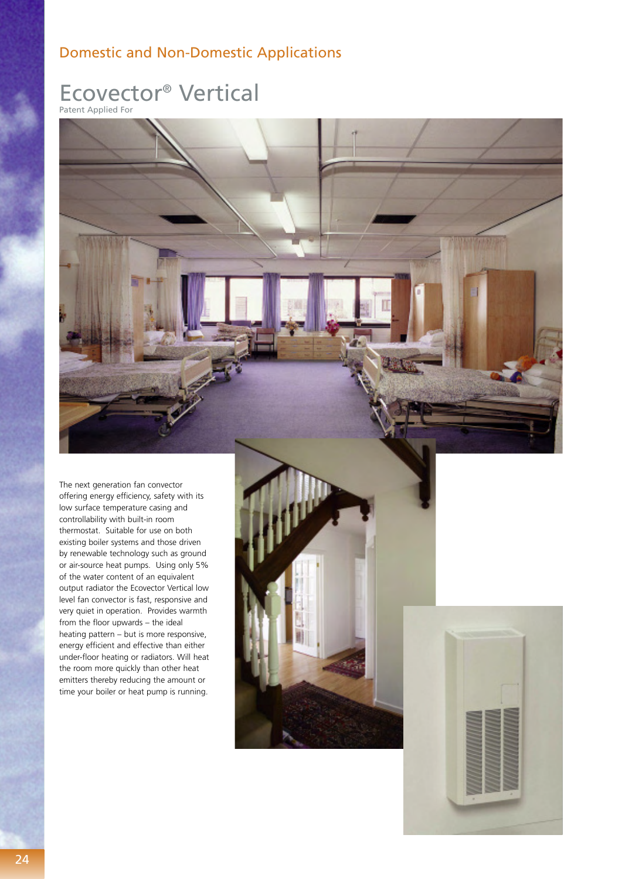## Domestic and Non-Domestic Applications

# Ecovector® Vertical

Patent Applied For

The next generation fan convector offering energy efficiency, safety with its low surface temperature casing and controllability with built-in room thermostat. Suitable for use on both existing boiler systems and those driven by renewable technology such as ground or air-source heat pumps. Using only 5% of the water content of an equivalent output radiator the Ecovector Vertical low level fan convector is fast, responsive and very quiet in operation. Provides warmth from the floor upwards – the ideal heating pattern – but is more responsive, energy efficient and effective than either under-floor heating or radiators. Will heat the room more quickly than other heat emitters thereby reducing the amount or time your boiler or heat pump is running.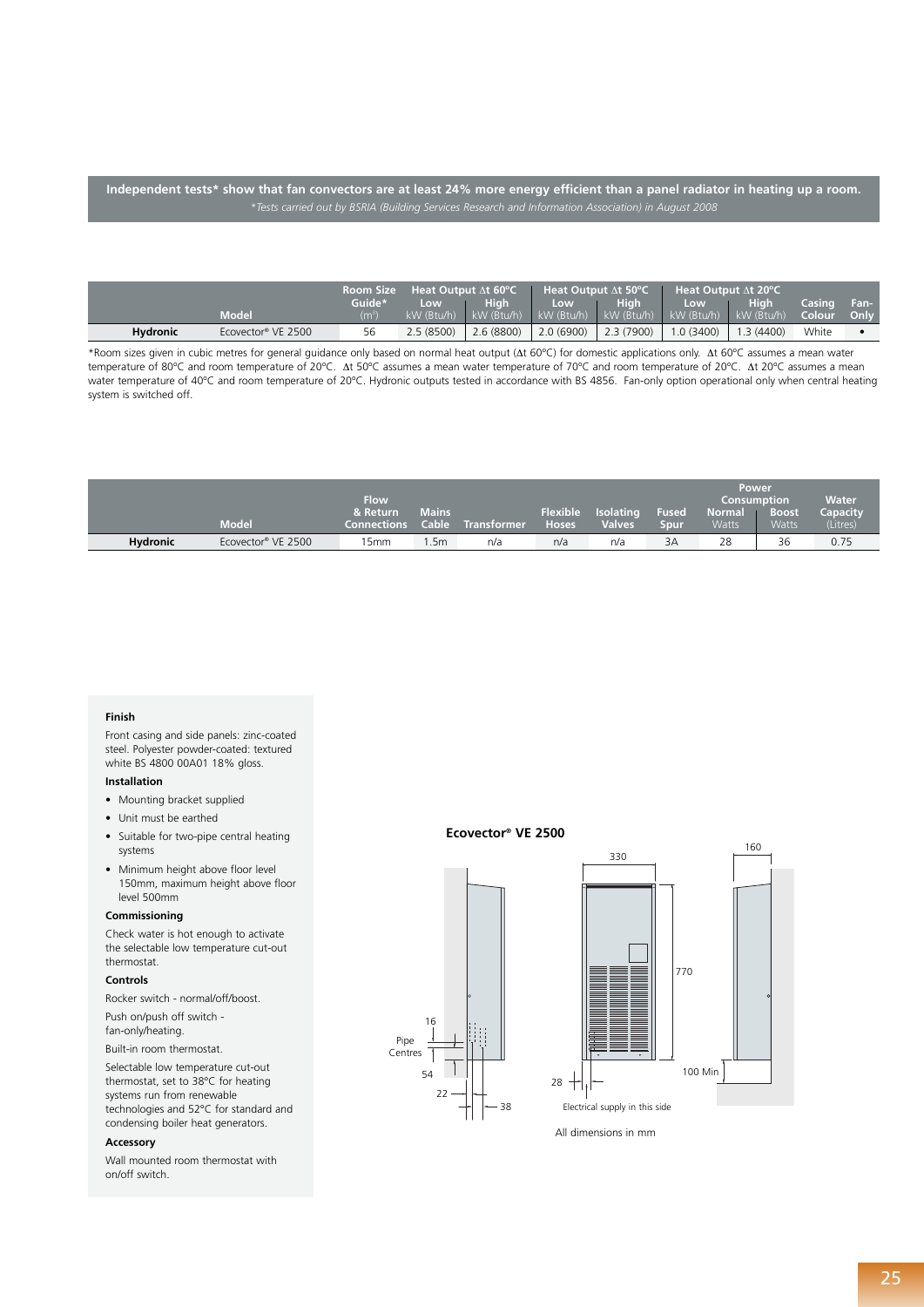**Independent tests* show that fan convectors are at least 24% more energy efficient than a panel radiator in heating up a room.**

*\*Tests carried out by BSRIA (Building Services Research and Information Association) in August 2008*

| | Model | Room Size Guide* (m³) | Heat Output Δt 60°C Low kW (Btu/h) | Heat Output Δt 60°C High kW (Btu/h) | Heat Output Δt 50°C Low kW (Btu/h) | Heat Output Δt 50°C High kW (Btu/h) | Heat Output Δt 20°C Low kW (Btu/h) | Heat Output Δt 20°C High kW (Btu/h) | Casing Colour | Fan-Only |
|---|---|---|---|---|---|---|---|---|---|---|
| **Hydronic** | Ecovector® VE 2500 | 56 | 2.5 (8500) | 2.6 (8800) | 2.0 (6900) | 2.3 (7900) | 1.0 (3400) | 1.3 (4400) | White | • |

*Room sizes given in cubic metres for general guidance only based on normal heat output (Δt 60°C) for domestic applications only. Δt 60°C assumes a mean water temperature of 80°C and room temperature of 20°C. Δt 50°C assumes a mean water temperature of 70°C and room temperature of 20°C. Δt 20°C assumes a mean water temperature of 40°C and room temperature of 20°C. Hydronic outputs tested in accordance with BS 4856. Fan-only option operational only when central heating system is switched off.

| | Model | Flow & Return Connections | Mains Cable | Transformer | Flexible Hoses | Isolating Valves | Fused Spur | Power Consumption Normal Watts | Power Consumption Boost Watts | Water Capacity (Litres) |
|---|---|---|---|---|---|---|---|---|---|---|
| **Hydronic** | Ecovector® VE 2500 | 15mm | 1.5m | n/a | n/a | n/a | 3A | 28 | 36 | 0.75 |

**Finish**

Front casing and side panels: zinc-coated steel. Polyester powder-coated: textured white BS 4800 00A01 18% gloss.

**Installation**

- Mounting bracket supplied
- Unit must be earthed
- Suitable for two-pipe central heating systems
- Minimum height above floor level 150mm, maximum height above floor level 500mm

**Commissioning**

Check water is hot enough to activate the selectable low temperature cut-out thermostat.

**Controls**

Rocker switch - normal/off/boost.

Push on/push off switch - fan-only/heating.

Built-in room thermostat.

Selectable low temperature cut-out thermostat, set to 38°C for heating systems run from renewable technologies and 52°C for standard and condensing boiler heat generators.

**Accessory**

Wall mounted room thermostat with on/off switch.

**Ecovector® VE 2500**

330
160
770
16
Pipe Centres
54
22
38
28
100 Min
Electrical supply in this side

All dimensions in mm